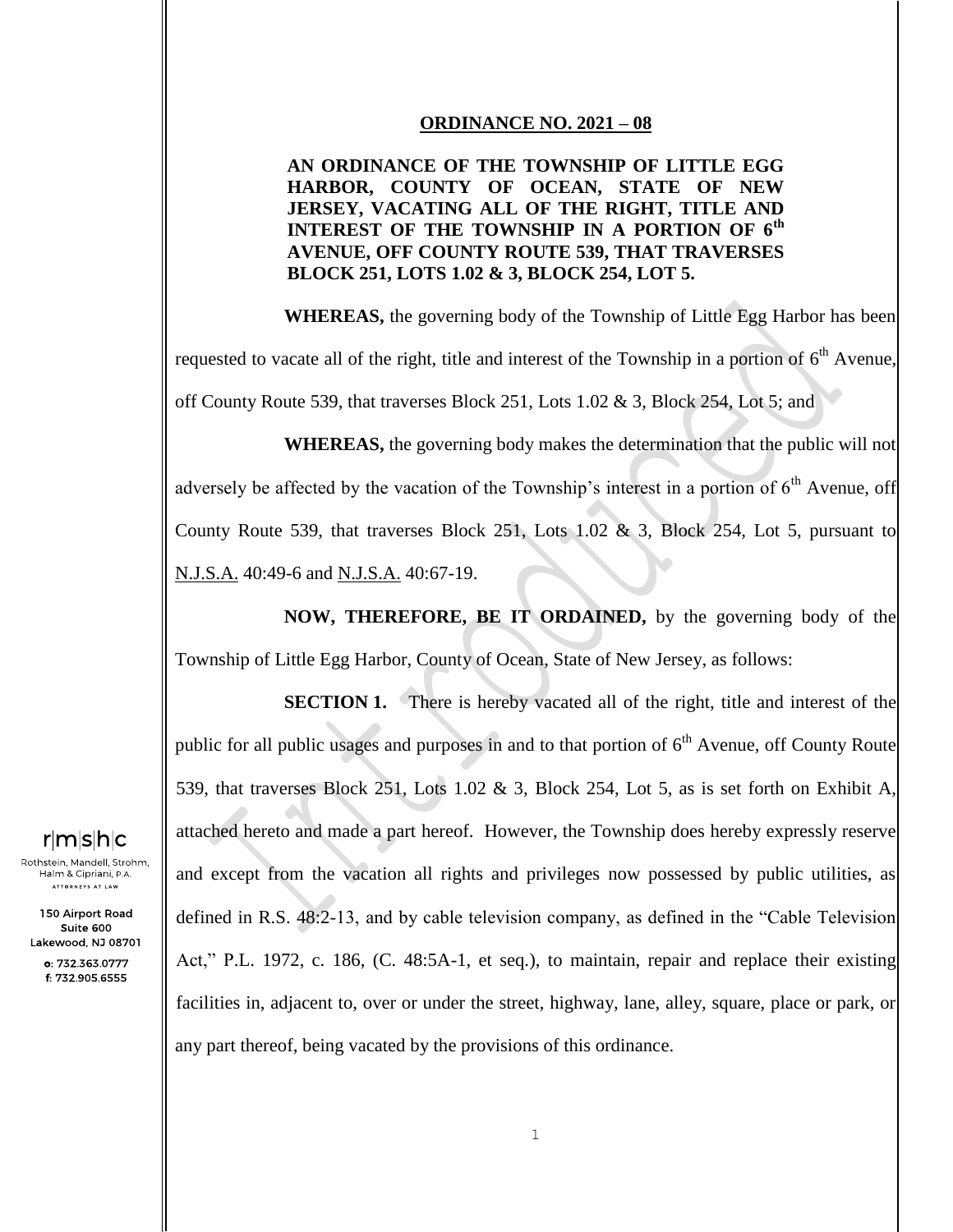**ORDINANCE NO. 2021 – 08**

**AN ORDINANCE OF THE TOWNSHIP OF LITTLE EGG HARBOR, COUNTY OF OCEAN, STATE OF NEW JERSEY, VACATING ALL OF THE RIGHT, TITLE AND INTEREST OF THE TOWNSHIP IN A PORTION OF 6th AVENUE, OFF COUNTY ROUTE 539, THAT TRAVERSES BLOCK 251, LOTS 1.02 & 3, BLOCK 254, LOT 5.**

**WHEREAS,** the governing body of the Township of Little Egg Harbor has been requested to vacate all of the right, title and interest of the Township in a portion of 6th Avenue, off County Route 539, that traverses Block 251, Lots 1.02 & 3, Block 254, Lot 5; and

**WHEREAS,** the governing body makes the determination that the public will not adversely be affected by the vacation of the Township's interest in a portion of 6th Avenue, off County Route 539, that traverses Block 251, Lots 1.02 & 3, Block 254, Lot 5, pursuant to N.J.S.A. 40:49-6 and N.J.S.A. 40:67-19.

**NOW, THEREFORE, BE IT ORDAINED,** by the governing body of the Township of Little Egg Harbor, County of Ocean, State of New Jersey, as follows:

**SECTION 1.** There is hereby vacated all of the right, title and interest of the public for all public usages and purposes in and to that portion of 6th Avenue, off County Route 539, that traverses Block 251, Lots 1.02 & 3, Block 254, Lot 5, as is set forth on Exhibit A, attached hereto and made a part hereof. However, the Township does hereby expressly reserve and except from the vacation all rights and privileges now possessed by public utilities, as defined in R.S. 48:2-13, and by cable television company, as defined in the "Cable Television Act," P.L. 1972, c. 186, (C. 48:5A-1, et seq.), to maintain, repair and replace their existing facilities in, adjacent to, over or under the street, highway, lane, alley, square, place or park, or any part thereof, being vacated by the provisions of this ordinance.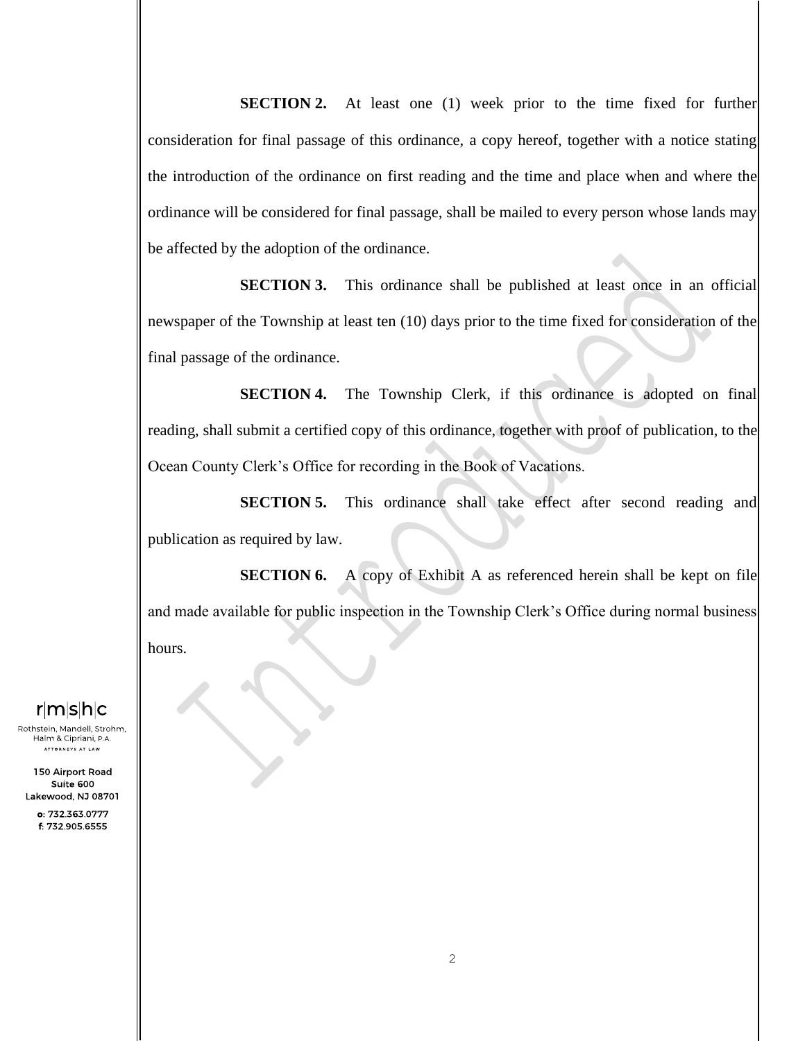**SECTION 2.** At least one (1) week prior to the time fixed for further consideration for final passage of this ordinance, a copy hereof, together with a notice stating the introduction of the ordinance on first reading and the time and place when and where the ordinance will be considered for final passage, shall be mailed to every person whose lands may be affected by the adoption of the ordinance.

**SECTION 3.** This ordinance shall be published at least once in an official newspaper of the Township at least ten (10) days prior to the time fixed for consideration of the final passage of the ordinance.

**SECTION 4.** The Township Clerk, if this ordinance is adopted on final reading, shall submit a certified copy of this ordinance, together with proof of publication, to the Ocean County Clerk's Office for recording in the Book of Vacations.

**SECTION 5.** This ordinance shall take effect after second reading and publication as required by law.

**SECTION 6.** A copy of Exhibit A as referenced herein shall be kept on file and made available for public inspection in the Township Clerk's Office during normal business hours.

r|m|s|h|c
Rothstein, Mandell, Strohm, Halm & Cipriani, P.A.
ATTORNEYS AT LAW

150 Airport Road
Suite 600
Lakewood, NJ 08701

o: 732.363.0777
f: 732.905.6555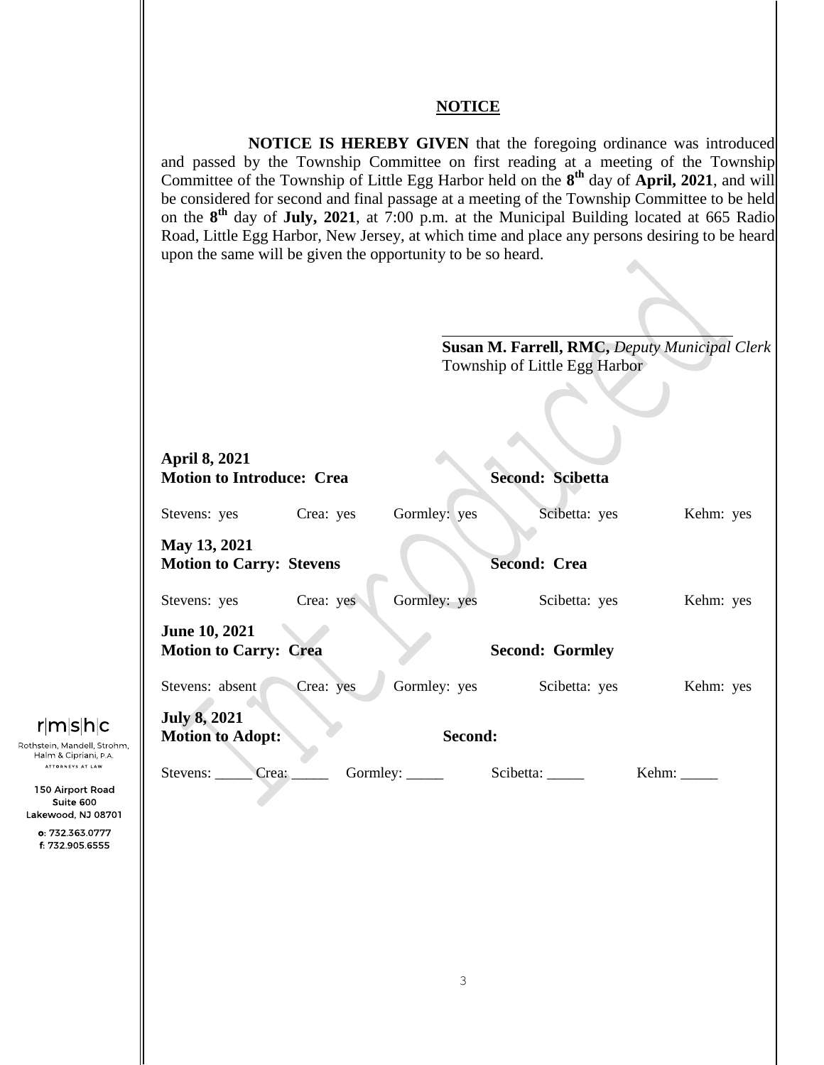## NOTICE

**NOTICE IS HEREBY GIVEN** that the foregoing ordinance was introduced and passed by the Township Committee on first reading at a meeting of the Township Committee of the Township of Little Egg Harbor held on the **8th** day of **April, 2021**, and will be considered for second and final passage at a meeting of the Township Committee to be held on the **8th** day of **July, 2021**, at 7:00 p.m. at the Municipal Building located at 665 Radio Road, Little Egg Harbor, New Jersey, at which time and place any persons desiring to be heard upon the same will be given the opportunity to be so heard.

\_\_\_\_\_\_\_\_\_\_\_\_\_\_\_\_\_\_\_\_\_\_\_\_\_\_\_\_\_\_\_\_\_\_\_\_\_\_

**Susan M. Farrell, RMC,** *Deputy Municipal Clerk*
Township of Little Egg Harbor

**April 8, 2021**
**Motion to Introduce: Crea** **Second: Scibetta**

Stevens: yes Crea: yes Gormley: yes Scibetta: yes Kehm: yes

**May 13, 2021**
**Motion to Carry: Stevens** **Second: Crea**

Stevens: yes Crea: yes Gormley: yes Scibetta: yes Kehm: yes

**June 10, 2021**
**Motion to Carry: Crea** **Second: Gormley**

Stevens: absent Crea: yes Gormley: yes Scibetta: yes Kehm: yes

**July 8, 2021**
**Motion to Adopt:** **Second:**

Stevens: \_\_\_\_\_ Crea: \_\_\_\_\_ Gormley: \_\_\_\_\_ Scibetta: \_\_\_\_\_ Kehm: \_\_\_\_\_

r|m|s|h|c
Rothstein, Mandell, Strohm, Halm & Cipriani, P.A.
ATTORNEYS AT LAW

150 Airport Road
Suite 600
Lakewood, NJ 08701

o: 732.363.0777
f: 732.905.6555